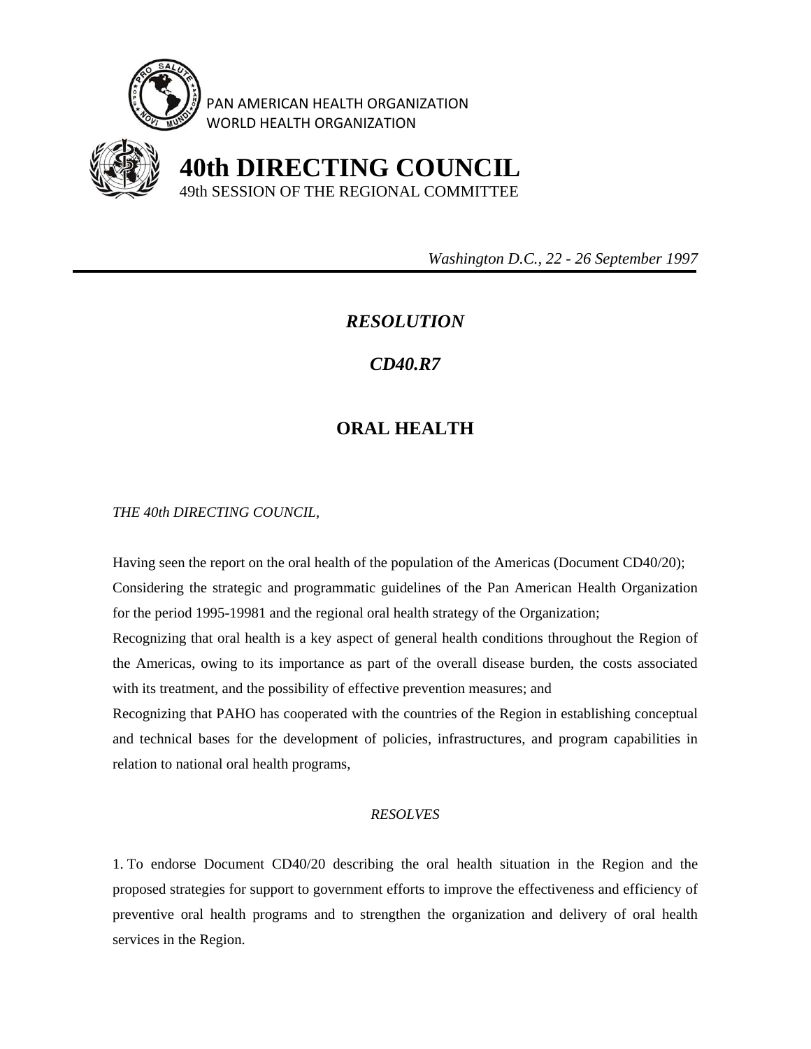PAN AMERICAN HEALTH ORGANIZATION
WORLD HEALTH ORGANIZATION

# 40th DIRECTING COUNCIL

49th SESSION OF THE REGIONAL COMMITTEE

*Washington D.C., 22 - 26 September 1997*

---

## *RESOLUTION*

## *CD40.R7*

## ORAL HEALTH

*THE 40th DIRECTING COUNCIL,*

Having seen the report on the oral health of the population of the Americas (Document CD40/20);

Considering the strategic and programmatic guidelines of the Pan American Health Organization for the period 1995-19981 and the regional oral health strategy of the Organization;

Recognizing that oral health is a key aspect of general health conditions throughout the Region of the Americas, owing to its importance as part of the overall disease burden, the costs associated with its treatment, and the possibility of effective prevention measures; and

Recognizing that PAHO has cooperated with the countries of the Region in establishing conceptual and technical bases for the development of policies, infrastructures, and program capabilities in relation to national oral health programs,

*RESOLVES*

1. To endorse Document CD40/20 describing the oral health situation in the Region and the proposed strategies for support to government efforts to improve the effectiveness and efficiency of preventive oral health programs and to strengthen the organization and delivery of oral health services in the Region.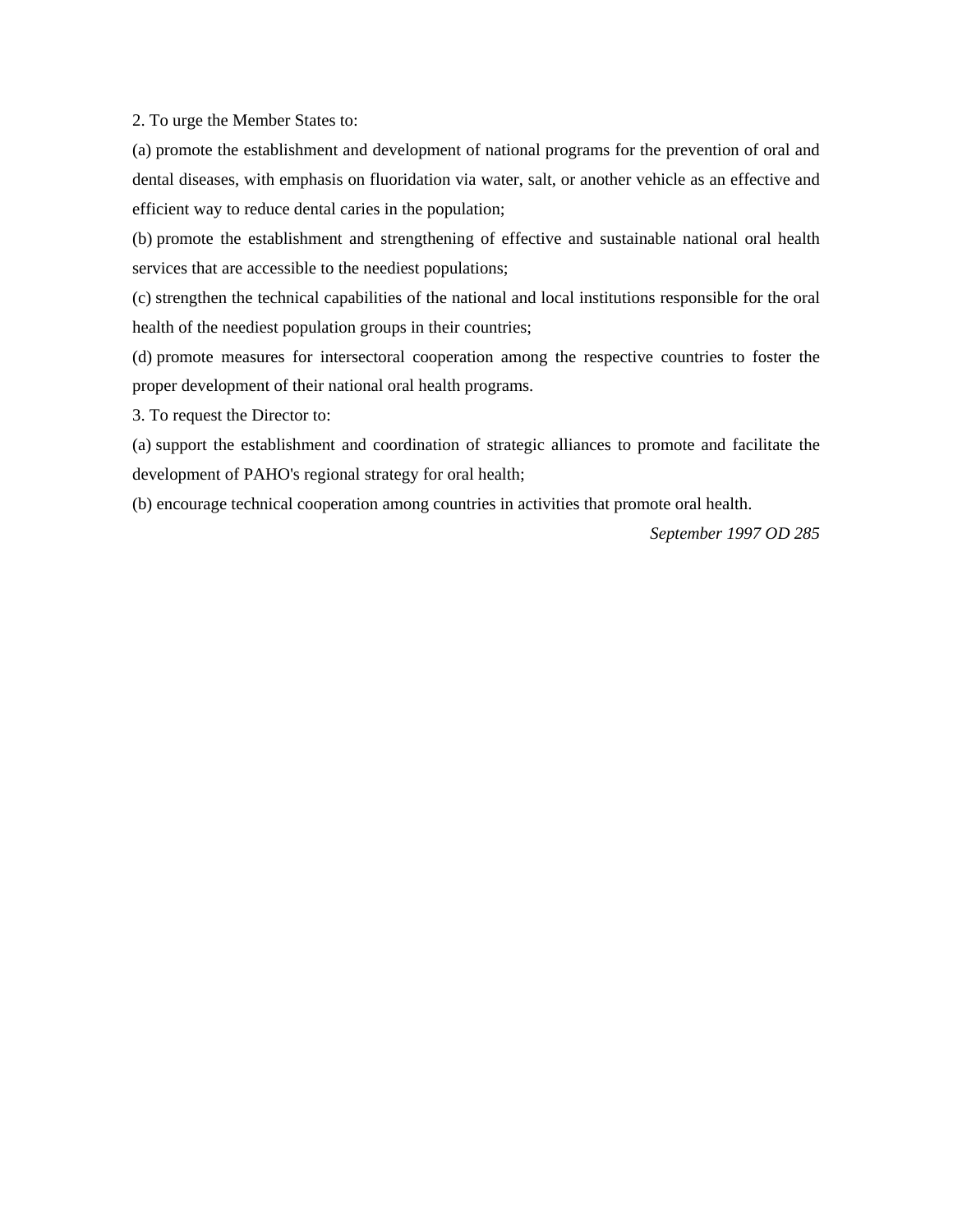2. To urge the Member States to:

(a) promote the establishment and development of national programs for the prevention of oral and dental diseases, with emphasis on fluoridation via water, salt, or another vehicle as an effective and efficient way to reduce dental caries in the population;

(b) promote the establishment and strengthening of effective and sustainable national oral health services that are accessible to the neediest populations;

(c) strengthen the technical capabilities of the national and local institutions responsible for the oral health of the neediest population groups in their countries;

(d) promote measures for intersectoral cooperation among the respective countries to foster the proper development of their national oral health programs.

3. To request the Director to:

(a) support the establishment and coordination of strategic alliances to promote and facilitate the development of PAHO's regional strategy for oral health;

(b) encourage technical cooperation among countries in activities that promote oral health.

*September 1997 OD 285*